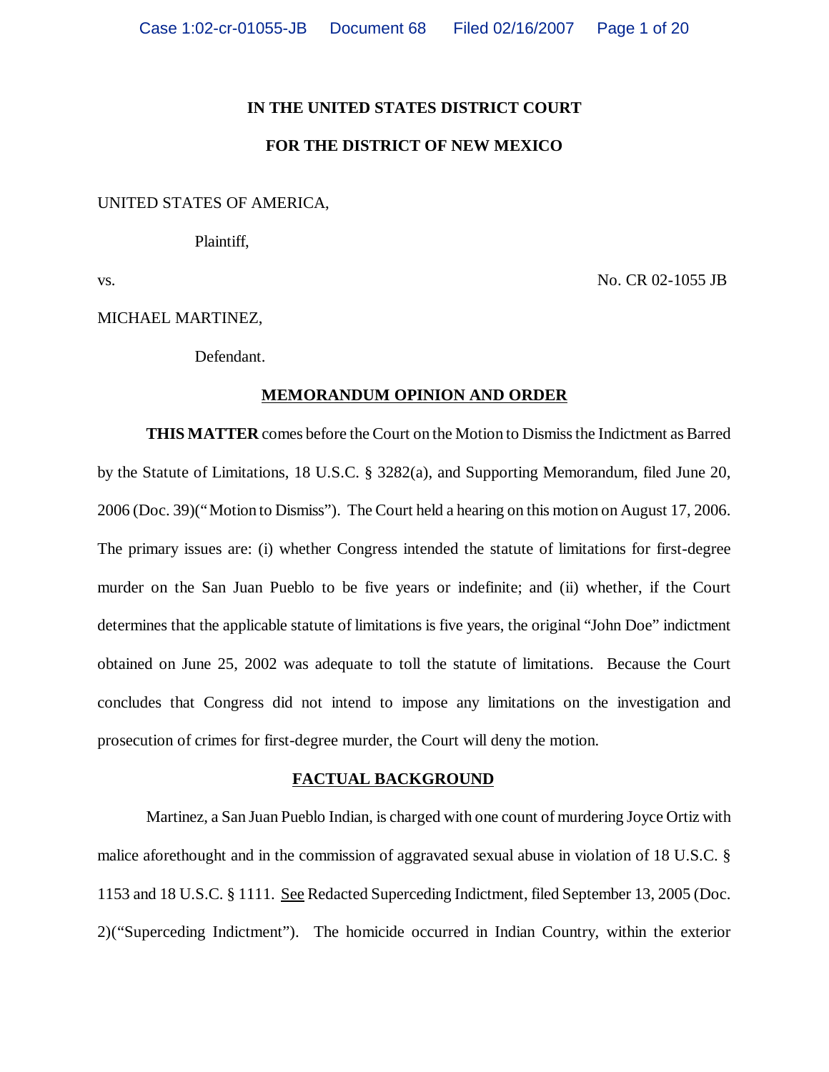**IN THE UNITED STATES DISTRICT COURT**

**FOR THE DISTRICT OF NEW MEXICO**

UNITED STATES OF AMERICA,

Plaintiff,

vs. No. CR 02-1055 JB

MICHAEL MARTINEZ,

Defendant.

**MEMORANDUM OPINION AND ORDER**

**THIS MATTER** comes before the Court on the Motion to Dismiss the Indictment as Barred by the Statute of Limitations, 18 U.S.C. § 3282(a), and Supporting Memorandum, filed June 20, 2006 (Doc. 39)("Motion to Dismiss"). The Court held a hearing on this motion on August 17, 2006. The primary issues are: (i) whether Congress intended the statute of limitations for first-degree murder on the San Juan Pueblo to be five years or indefinite; and (ii) whether, if the Court determines that the applicable statute of limitations is five years, the original "John Doe" indictment obtained on June 25, 2002 was adequate to toll the statute of limitations. Because the Court concludes that Congress did not intend to impose any limitations on the investigation and prosecution of crimes for first-degree murder, the Court will deny the motion.

**FACTUAL BACKGROUND**

Martinez, a San Juan Pueblo Indian, is charged with one count of murdering Joyce Ortiz with malice aforethought and in the commission of aggravated sexual abuse in violation of 18 U.S.C. § 1153 and 18 U.S.C. § 1111. See Redacted Superceding Indictment, filed September 13, 2005 (Doc. 2)("Superceding Indictment"). The homicide occurred in Indian Country, within the exterior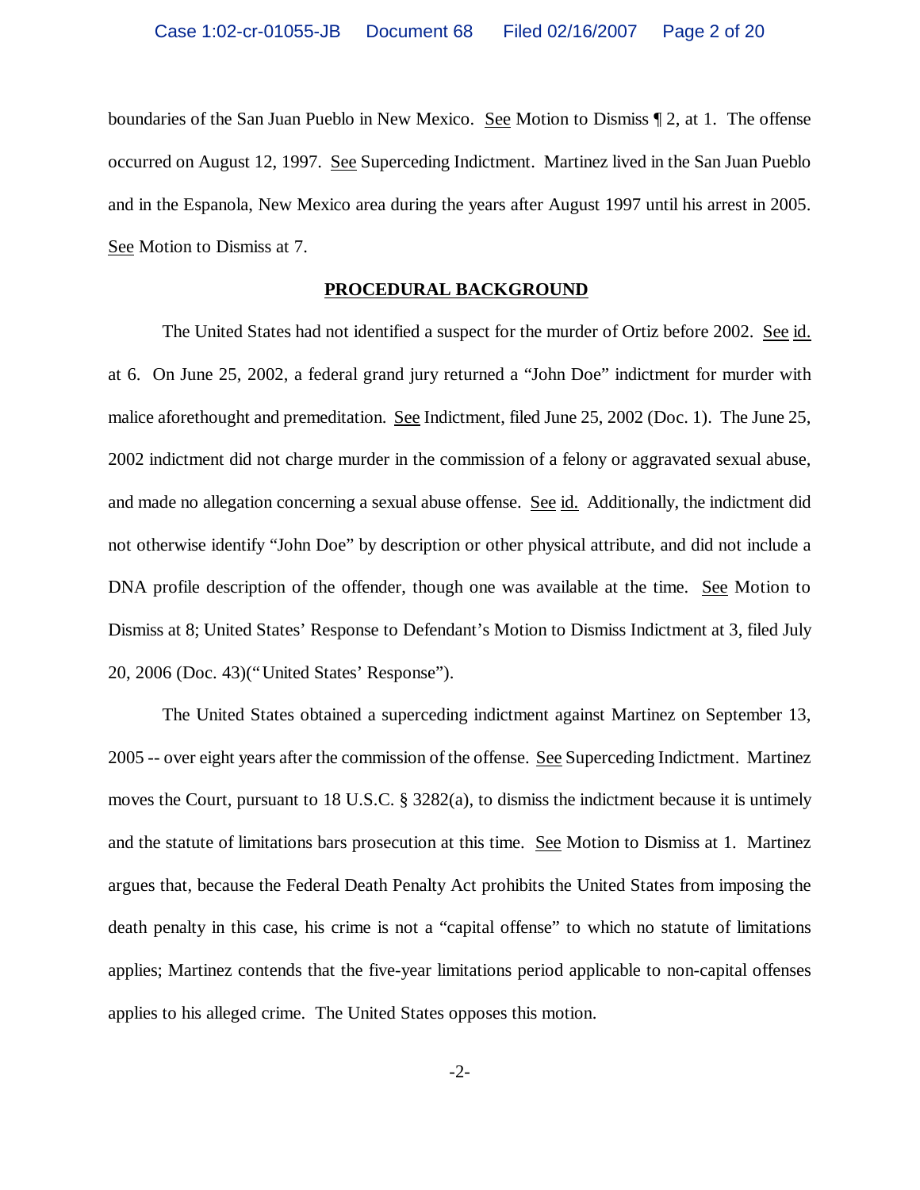boundaries of the San Juan Pueblo in New Mexico. See Motion to Dismiss ¶ 2, at 1. The offense occurred on August 12, 1997. See Superceding Indictment. Martinez lived in the San Juan Pueblo and in the Espanola, New Mexico area during the years after August 1997 until his arrest in 2005. See Motion to Dismiss at 7.

## PROCEDURAL BACKGROUND

The United States had not identified a suspect for the murder of Ortiz before 2002. See id. at 6. On June 25, 2002, a federal grand jury returned a "John Doe" indictment for murder with malice aforethought and premeditation. See Indictment, filed June 25, 2002 (Doc. 1). The June 25, 2002 indictment did not charge murder in the commission of a felony or aggravated sexual abuse, and made no allegation concerning a sexual abuse offense. See id. Additionally, the indictment did not otherwise identify "John Doe" by description or other physical attribute, and did not include a DNA profile description of the offender, though one was available at the time. See Motion to Dismiss at 8; United States' Response to Defendant's Motion to Dismiss Indictment at 3, filed July 20, 2006 (Doc. 43)("United States' Response").

The United States obtained a superceding indictment against Martinez on September 13, 2005 -- over eight years after the commission of the offense. See Superceding Indictment. Martinez moves the Court, pursuant to 18 U.S.C. § 3282(a), to dismiss the indictment because it is untimely and the statute of limitations bars prosecution at this time. See Motion to Dismiss at 1. Martinez argues that, because the Federal Death Penalty Act prohibits the United States from imposing the death penalty in this case, his crime is not a "capital offense" to which no statute of limitations applies; Martinez contends that the five-year limitations period applicable to non-capital offenses applies to his alleged crime. The United States opposes this motion.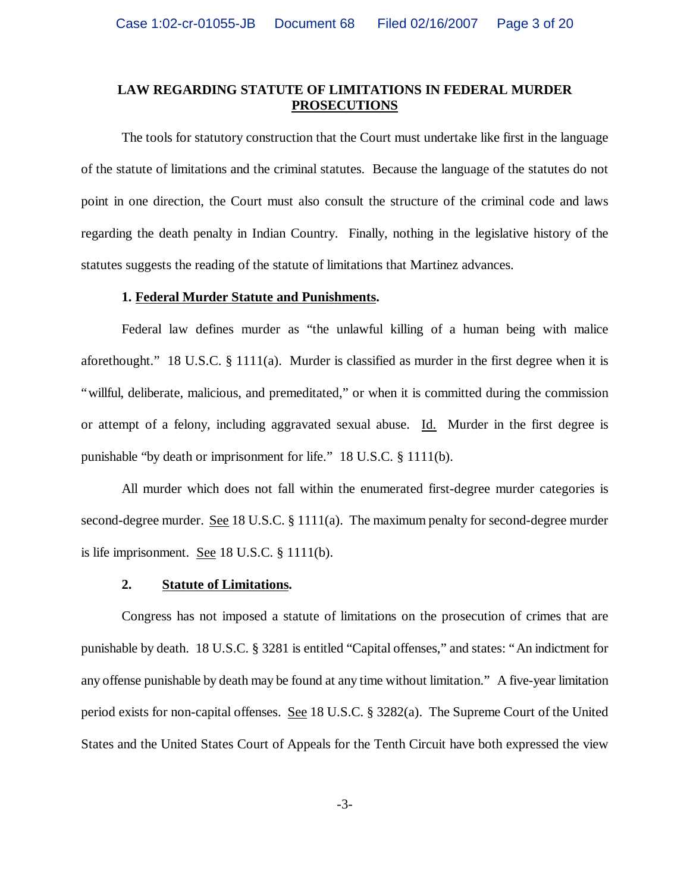**LAW REGARDING STATUTE OF LIMITATIONS IN FEDERAL MURDER PROSECUTIONS**

The tools for statutory construction that the Court must undertake like first in the language of the statute of limitations and the criminal statutes. Because the language of the statutes do not point in one direction, the Court must also consult the structure of the criminal code and laws regarding the death penalty in Indian Country. Finally, nothing in the legislative history of the statutes suggests the reading of the statute of limitations that Martinez advances.

**1. Federal Murder Statute and Punishments.**

Federal law defines murder as "the unlawful killing of a human being with malice aforethought." 18 U.S.C. § 1111(a). Murder is classified as murder in the first degree when it is "willful, deliberate, malicious, and premeditated," or when it is committed during the commission or attempt of a felony, including aggravated sexual abuse. Id. Murder in the first degree is punishable "by death or imprisonment for life." 18 U.S.C. § 1111(b).

All murder which does not fall within the enumerated first-degree murder categories is second-degree murder. See 18 U.S.C. § 1111(a). The maximum penalty for second-degree murder is life imprisonment. See 18 U.S.C. § 1111(b).

**2. Statute of Limitations.**

Congress has not imposed a statute of limitations on the prosecution of crimes that are punishable by death. 18 U.S.C. § 3281 is entitled "Capital offenses," and states: "An indictment for any offense punishable by death may be found at any time without limitation." A five-year limitation period exists for non-capital offenses. See 18 U.S.C. § 3282(a). The Supreme Court of the United States and the United States Court of Appeals for the Tenth Circuit have both expressed the view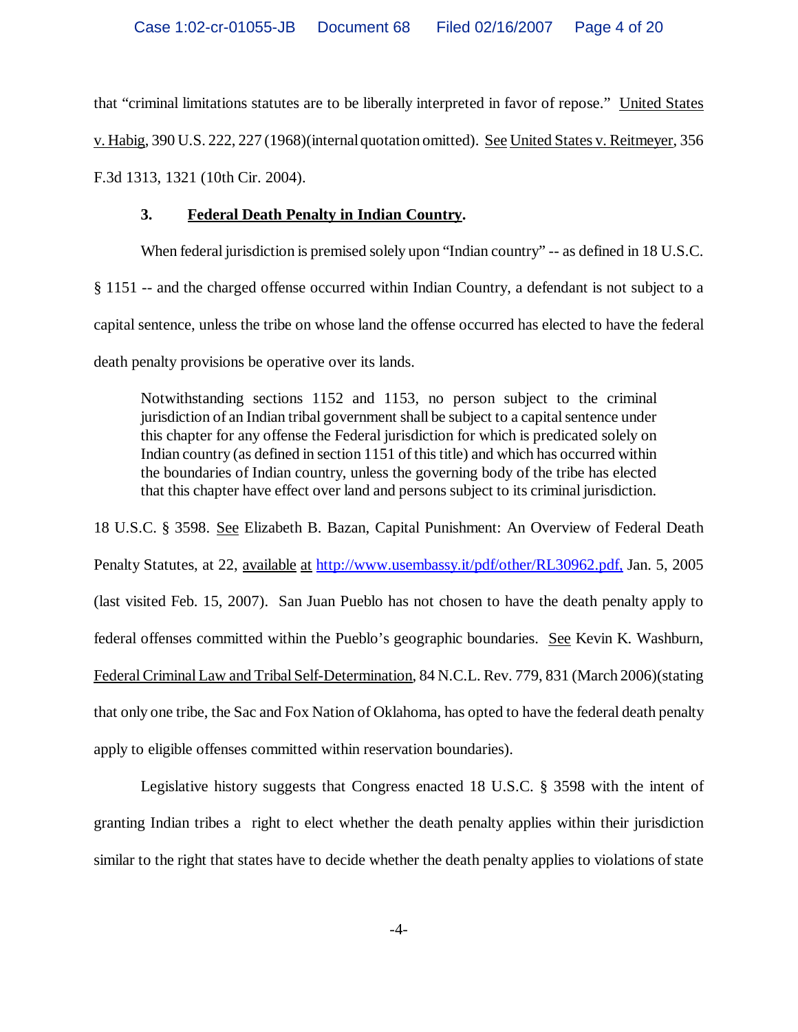that "criminal limitations statutes are to be liberally interpreted in favor of repose." United States v. Habig, 390 U.S. 222, 227 (1968)(internal quotation omitted). See United States v. Reitmeyer, 356 F.3d 1313, 1321 (10th Cir. 2004).

**3. Federal Death Penalty in Indian Country.**

When federal jurisdiction is premised solely upon "Indian country" -- as defined in 18 U.S.C. § 1151 -- and the charged offense occurred within Indian Country, a defendant is not subject to a capital sentence, unless the tribe on whose land the offense occurred has elected to have the federal death penalty provisions be operative over its lands.

> Notwithstanding sections 1152 and 1153, no person subject to the criminal jurisdiction of an Indian tribal government shall be subject to a capital sentence under this chapter for any offense the Federal jurisdiction for which is predicated solely on Indian country (as defined in section 1151 of this title) and which has occurred within the boundaries of Indian country, unless the governing body of the tribe has elected that this chapter have effect over land and persons subject to its criminal jurisdiction.

18 U.S.C. § 3598. See Elizabeth B. Bazan, Capital Punishment: An Overview of Federal Death Penalty Statutes, at 22, available at http://www.usembassy.it/pdf/other/RL30962.pdf, Jan. 5, 2005 (last visited Feb. 15, 2007). San Juan Pueblo has not chosen to have the death penalty apply to federal offenses committed within the Pueblo's geographic boundaries. See Kevin K. Washburn, Federal Criminal Law and Tribal Self-Determination, 84 N.C.L. Rev. 779, 831 (March 2006)(stating that only one tribe, the Sac and Fox Nation of Oklahoma, has opted to have the federal death penalty apply to eligible offenses committed within reservation boundaries).

Legislative history suggests that Congress enacted 18 U.S.C. § 3598 with the intent of granting Indian tribes a right to elect whether the death penalty applies within their jurisdiction similar to the right that states have to decide whether the death penalty applies to violations of state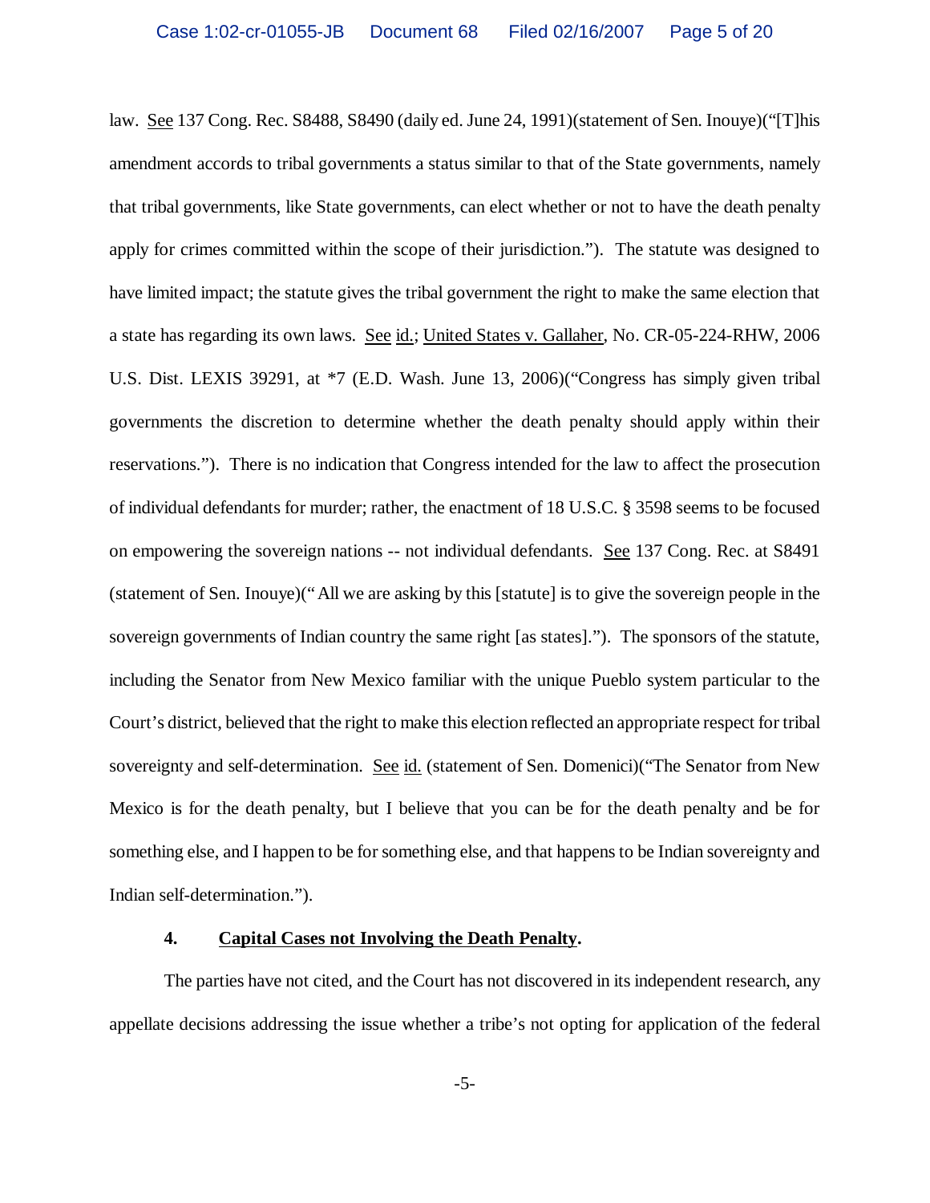law. See 137 Cong. Rec. S8488, S8490 (daily ed. June 24, 1991)(statement of Sen. Inouye)("[T]his amendment accords to tribal governments a status similar to that of the State governments, namely that tribal governments, like State governments, can elect whether or not to have the death penalty apply for crimes committed within the scope of their jurisdiction."). The statute was designed to have limited impact; the statute gives the tribal government the right to make the same election that a state has regarding its own laws. See id.; United States v. Gallaher, No. CR-05-224-RHW, 2006 U.S. Dist. LEXIS 39291, at *7 (E.D. Wash. June 13, 2006)("Congress has simply given tribal governments the discretion to determine whether the death penalty should apply within their reservations."). There is no indication that Congress intended for the law to affect the prosecution of individual defendants for murder; rather, the enactment of 18 U.S.C. § 3598 seems to be focused on empowering the sovereign nations -- not individual defendants. See 137 Cong. Rec. at S8491 (statement of Sen. Inouye)("All we are asking by this [statute] is to give the sovereign people in the sovereign governments of Indian country the same right [as states]."). The sponsors of the statute, including the Senator from New Mexico familiar with the unique Pueblo system particular to the Court's district, believed that the right to make this election reflected an appropriate respect for tribal sovereignty and self-determination. See id. (statement of Sen. Domenici)("The Senator from New Mexico is for the death penalty, but I believe that you can be for the death penalty and be for something else, and I happen to be for something else, and that happens to be Indian sovereignty and Indian self-determination.").

**4. Capital Cases not Involving the Death Penalty.**

The parties have not cited, and the Court has not discovered in its independent research, any appellate decisions addressing the issue whether a tribe's not opting for application of the federal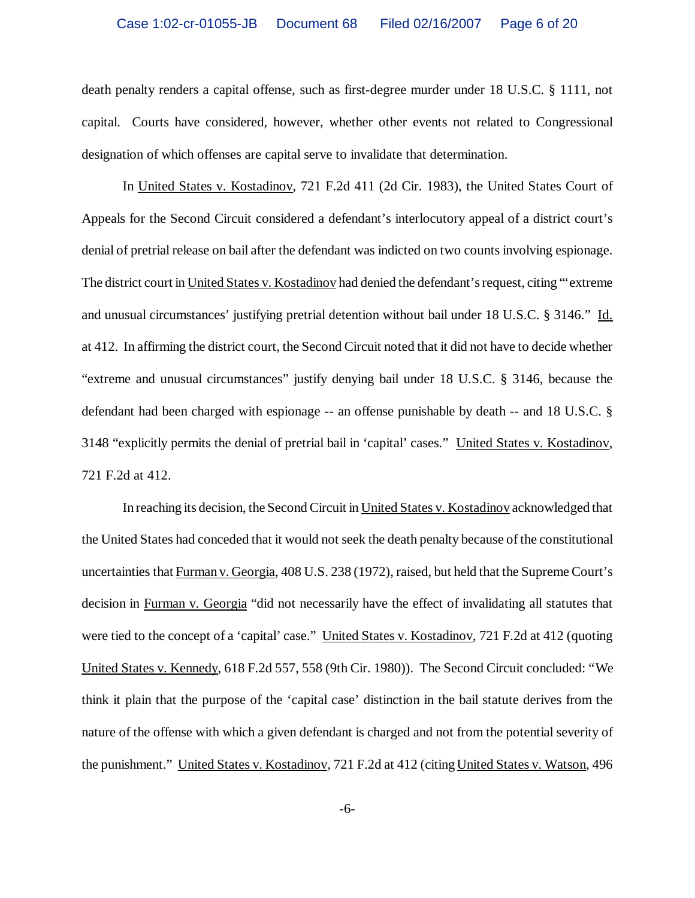death penalty renders a capital offense, such as first-degree murder under 18 U.S.C. § 1111, not capital. Courts have considered, however, whether other events not related to Congressional designation of which offenses are capital serve to invalidate that determination.

In United States v. Kostadinov, 721 F.2d 411 (2d Cir. 1983), the United States Court of Appeals for the Second Circuit considered a defendant's interlocutory appeal of a district court's denial of pretrial release on bail after the defendant was indicted on two counts involving espionage. The district court in United States v. Kostadinov had denied the defendant's request, citing "'extreme and unusual circumstances' justifying pretrial detention without bail under 18 U.S.C. § 3146." Id. at 412. In affirming the district court, the Second Circuit noted that it did not have to decide whether "extreme and unusual circumstances" justify denying bail under 18 U.S.C. § 3146, because the defendant had been charged with espionage -- an offense punishable by death -- and 18 U.S.C. § 3148 "explicitly permits the denial of pretrial bail in 'capital' cases." United States v. Kostadinov, 721 F.2d at 412.

In reaching its decision, the Second Circuit in United States v. Kostadinov acknowledged that the United States had conceded that it would not seek the death penalty because of the constitutional uncertainties that Furman v. Georgia, 408 U.S. 238 (1972), raised, but held that the Supreme Court's decision in Furman v. Georgia "did not necessarily have the effect of invalidating all statutes that were tied to the concept of a 'capital' case." United States v. Kostadinov, 721 F.2d at 412 (quoting United States v. Kennedy, 618 F.2d 557, 558 (9th Cir. 1980)). The Second Circuit concluded: "We think it plain that the purpose of the 'capital case' distinction in the bail statute derives from the nature of the offense with which a given defendant is charged and not from the potential severity of the punishment." United States v. Kostadinov, 721 F.2d at 412 (citing United States v. Watson, 496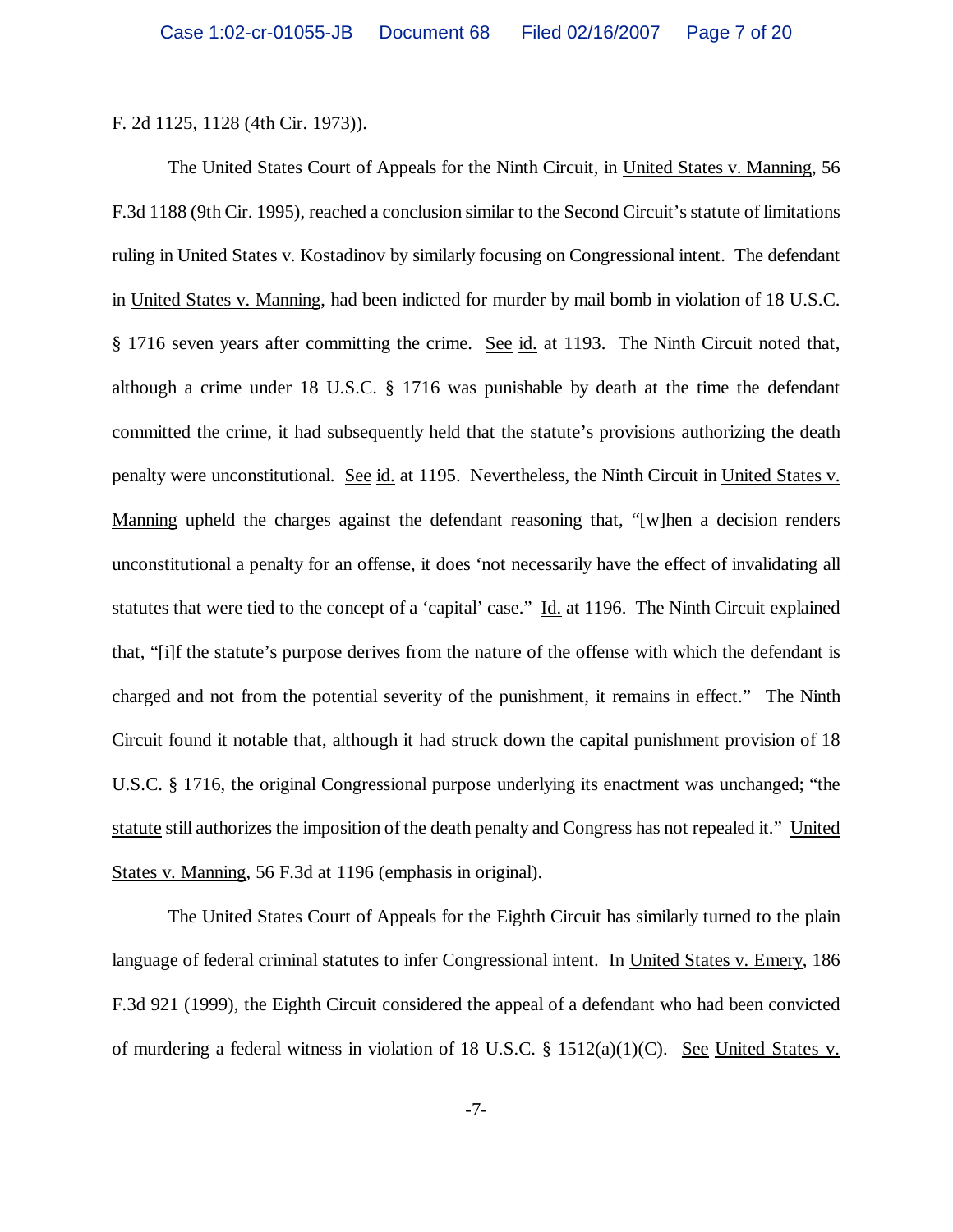F. 2d 1125, 1128 (4th Cir. 1973)).

The United States Court of Appeals for the Ninth Circuit, in United States v. Manning, 56 F.3d 1188 (9th Cir. 1995), reached a conclusion similar to the Second Circuit's statute of limitations ruling in United States v. Kostadinov by similarly focusing on Congressional intent. The defendant in United States v. Manning, had been indicted for murder by mail bomb in violation of 18 U.S.C. § 1716 seven years after committing the crime. See id. at 1193. The Ninth Circuit noted that, although a crime under 18 U.S.C. § 1716 was punishable by death at the time the defendant committed the crime, it had subsequently held that the statute's provisions authorizing the death penalty were unconstitutional. See id. at 1195. Nevertheless, the Ninth Circuit in United States v. Manning upheld the charges against the defendant reasoning that, "[w]hen a decision renders unconstitutional a penalty for an offense, it does 'not necessarily have the effect of invalidating all statutes that were tied to the concept of a 'capital' case." Id. at 1196. The Ninth Circuit explained that, "[i]f the statute's purpose derives from the nature of the offense with which the defendant is charged and not from the potential severity of the punishment, it remains in effect." The Ninth Circuit found it notable that, although it had struck down the capital punishment provision of 18 U.S.C. § 1716, the original Congressional purpose underlying its enactment was unchanged; "the statute still authorizes the imposition of the death penalty and Congress has not repealed it." United States v. Manning, 56 F.3d at 1196 (emphasis in original).

The United States Court of Appeals for the Eighth Circuit has similarly turned to the plain language of federal criminal statutes to infer Congressional intent. In United States v. Emery, 186 F.3d 921 (1999), the Eighth Circuit considered the appeal of a defendant who had been convicted of murdering a federal witness in violation of 18 U.S.C. § 1512(a)(1)(C). See United States v.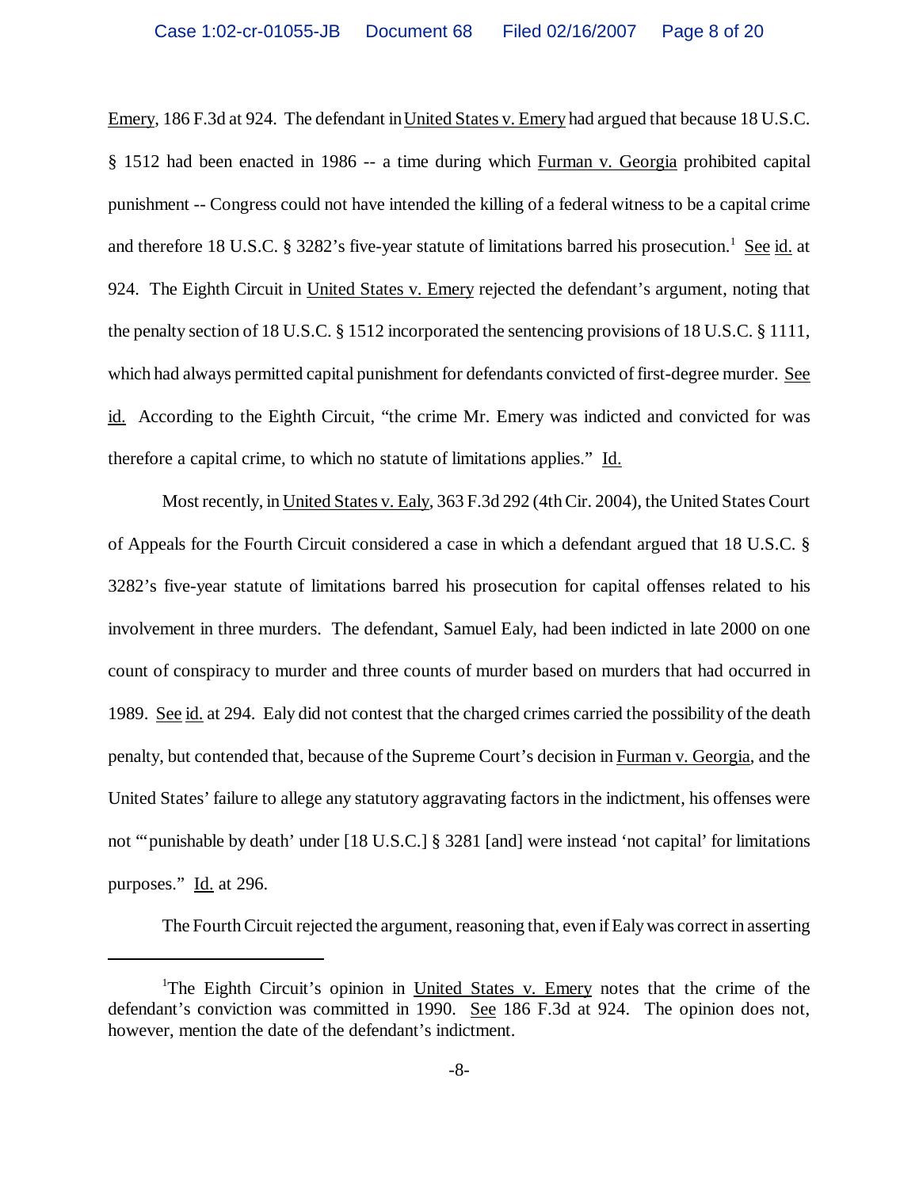Emery, 186 F.3d at 924. The defendant in United States v. Emery had argued that because 18 U.S.C. § 1512 had been enacted in 1986 -- a time during which Furman v. Georgia prohibited capital punishment -- Congress could not have intended the killing of a federal witness to be a capital crime and therefore 18 U.S.C. § 3282's five-year statute of limitations barred his prosecution.[1] See id. at 924. The Eighth Circuit in United States v. Emery rejected the defendant's argument, noting that the penalty section of 18 U.S.C. § 1512 incorporated the sentencing provisions of 18 U.S.C. § 1111, which had always permitted capital punishment for defendants convicted of first-degree murder. See id. According to the Eighth Circuit, "the crime Mr. Emery was indicted and convicted for was therefore a capital crime, to which no statute of limitations applies." Id.

Most recently, in United States v. Ealy, 363 F.3d 292 (4th Cir. 2004), the United States Court of Appeals for the Fourth Circuit considered a case in which a defendant argued that 18 U.S.C. § 3282's five-year statute of limitations barred his prosecution for capital offenses related to his involvement in three murders. The defendant, Samuel Ealy, had been indicted in late 2000 on one count of conspiracy to murder and three counts of murder based on murders that had occurred in 1989. See id. at 294. Ealy did not contest that the charged crimes carried the possibility of the death penalty, but contended that, because of the Supreme Court's decision in Furman v. Georgia, and the United States' failure to allege any statutory aggravating factors in the indictment, his offenses were not "'punishable by death' under [18 U.S.C.] § 3281 [and] were instead 'not capital' for limitations purposes." Id. at 296.

The Fourth Circuit rejected the argument, reasoning that, even if Ealy was correct in asserting

---

[1] The Eighth Circuit's opinion in United States v. Emery notes that the crime of the defendant's conviction was committed in 1990. See 186 F.3d at 924. The opinion does not, however, mention the date of the defendant's indictment.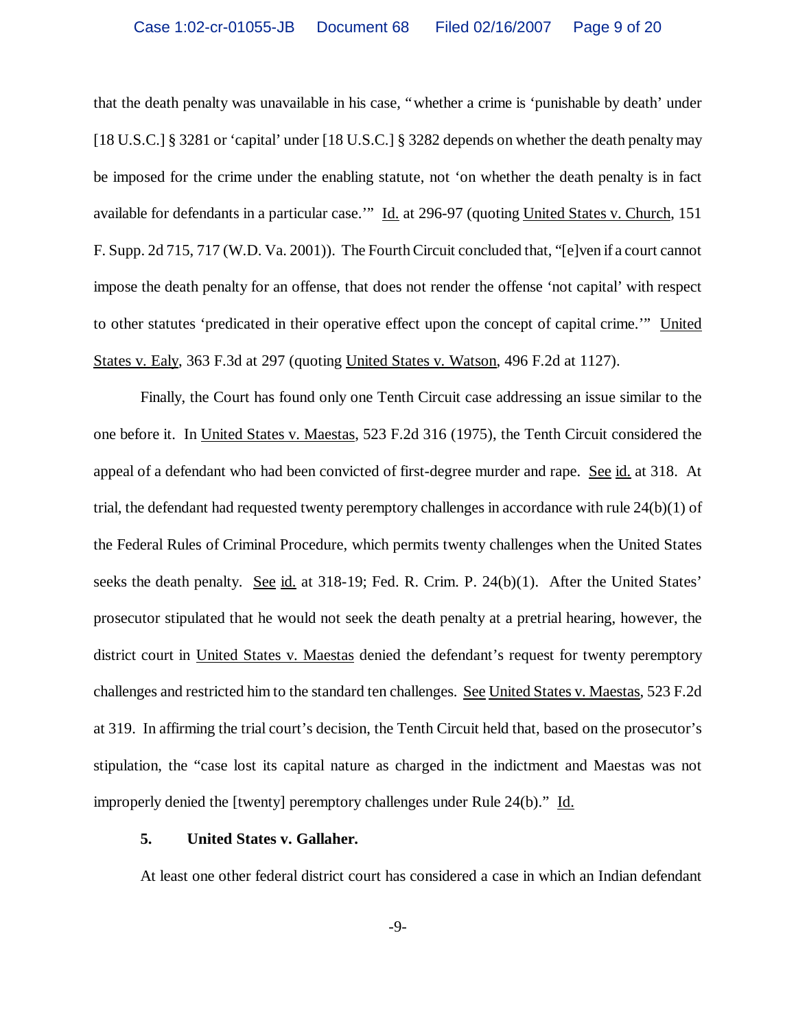that the death penalty was unavailable in his case, "whether a crime is 'punishable by death' under [18 U.S.C.] § 3281 or 'capital' under [18 U.S.C.] § 3282 depends on whether the death penalty may be imposed for the crime under the enabling statute, not 'on whether the death penalty is in fact available for defendants in a particular case.'" Id. at 296-97 (quoting United States v. Church, 151 F. Supp. 2d 715, 717 (W.D. Va. 2001)). The Fourth Circuit concluded that, "[e]ven if a court cannot impose the death penalty for an offense, that does not render the offense 'not capital' with respect to other statutes 'predicated in their operative effect upon the concept of capital crime.'" United States v. Ealy, 363 F.3d at 297 (quoting United States v. Watson, 496 F.2d at 1127).

Finally, the Court has found only one Tenth Circuit case addressing an issue similar to the one before it. In United States v. Maestas, 523 F.2d 316 (1975), the Tenth Circuit considered the appeal of a defendant who had been convicted of first-degree murder and rape. See id. at 318. At trial, the defendant had requested twenty peremptory challenges in accordance with rule 24(b)(1) of the Federal Rules of Criminal Procedure, which permits twenty challenges when the United States seeks the death penalty. See id. at 318-19; Fed. R. Crim. P. 24(b)(1). After the United States' prosecutor stipulated that he would not seek the death penalty at a pretrial hearing, however, the district court in United States v. Maestas denied the defendant's request for twenty peremptory challenges and restricted him to the standard ten challenges. See United States v. Maestas, 523 F.2d at 319. In affirming the trial court's decision, the Tenth Circuit held that, based on the prosecutor's stipulation, the "case lost its capital nature as charged in the indictment and Maestas was not improperly denied the [twenty] peremptory challenges under Rule 24(b)." Id.

**5. United States v. Gallaher.**

At least one other federal district court has considered a case in which an Indian defendant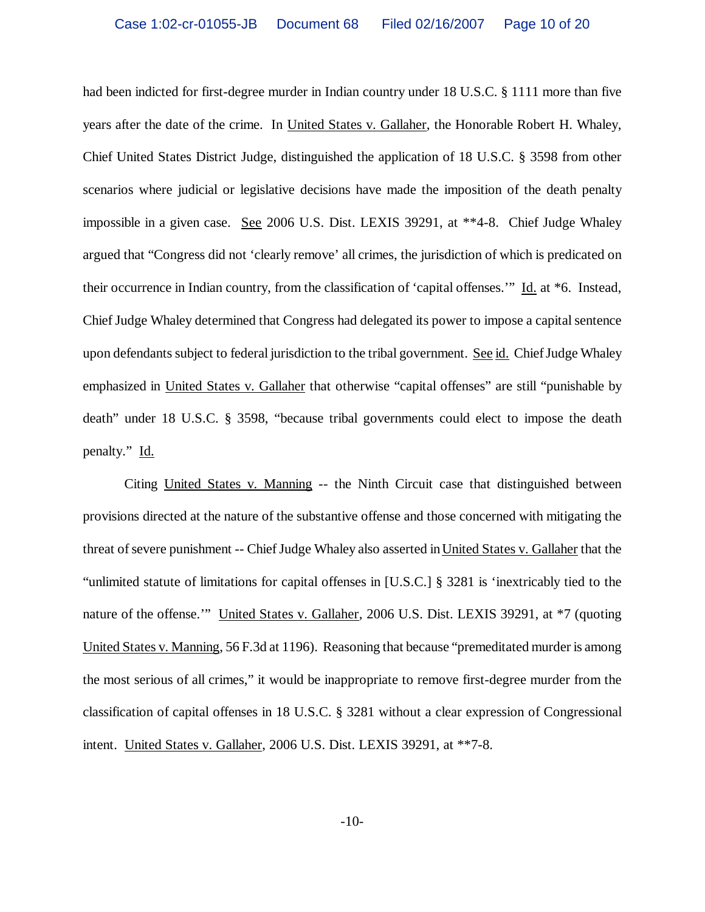had been indicted for first-degree murder in Indian country under 18 U.S.C. § 1111 more than five years after the date of the crime. In United States v. Gallaher, the Honorable Robert H. Whaley, Chief United States District Judge, distinguished the application of 18 U.S.C. § 3598 from other scenarios where judicial or legislative decisions have made the imposition of the death penalty impossible in a given case. See 2006 U.S. Dist. LEXIS 39291, at **4-8. Chief Judge Whaley argued that "Congress did not 'clearly remove' all crimes, the jurisdiction of which is predicated on their occurrence in Indian country, from the classification of 'capital offenses.'" Id. at *6. Instead, Chief Judge Whaley determined that Congress had delegated its power to impose a capital sentence upon defendants subject to federal jurisdiction to the tribal government. See id. Chief Judge Whaley emphasized in United States v. Gallaher that otherwise "capital offenses" are still "punishable by death" under 18 U.S.C. § 3598, "because tribal governments could elect to impose the death penalty." Id.

Citing United States v. Manning -- the Ninth Circuit case that distinguished between provisions directed at the nature of the substantive offense and those concerned with mitigating the threat of severe punishment -- Chief Judge Whaley also asserted in United States v. Gallaher that the "unlimited statute of limitations for capital offenses in [U.S.C.] § 3281 is 'inextricably tied to the nature of the offense.'" United States v. Gallaher, 2006 U.S. Dist. LEXIS 39291, at *7 (quoting United States v. Manning, 56 F.3d at 1196). Reasoning that because "premeditated murder is among the most serious of all crimes," it would be inappropriate to remove first-degree murder from the classification of capital offenses in 18 U.S.C. § 3281 without a clear expression of Congressional intent. United States v. Gallaher, 2006 U.S. Dist. LEXIS 39291, at **7-8.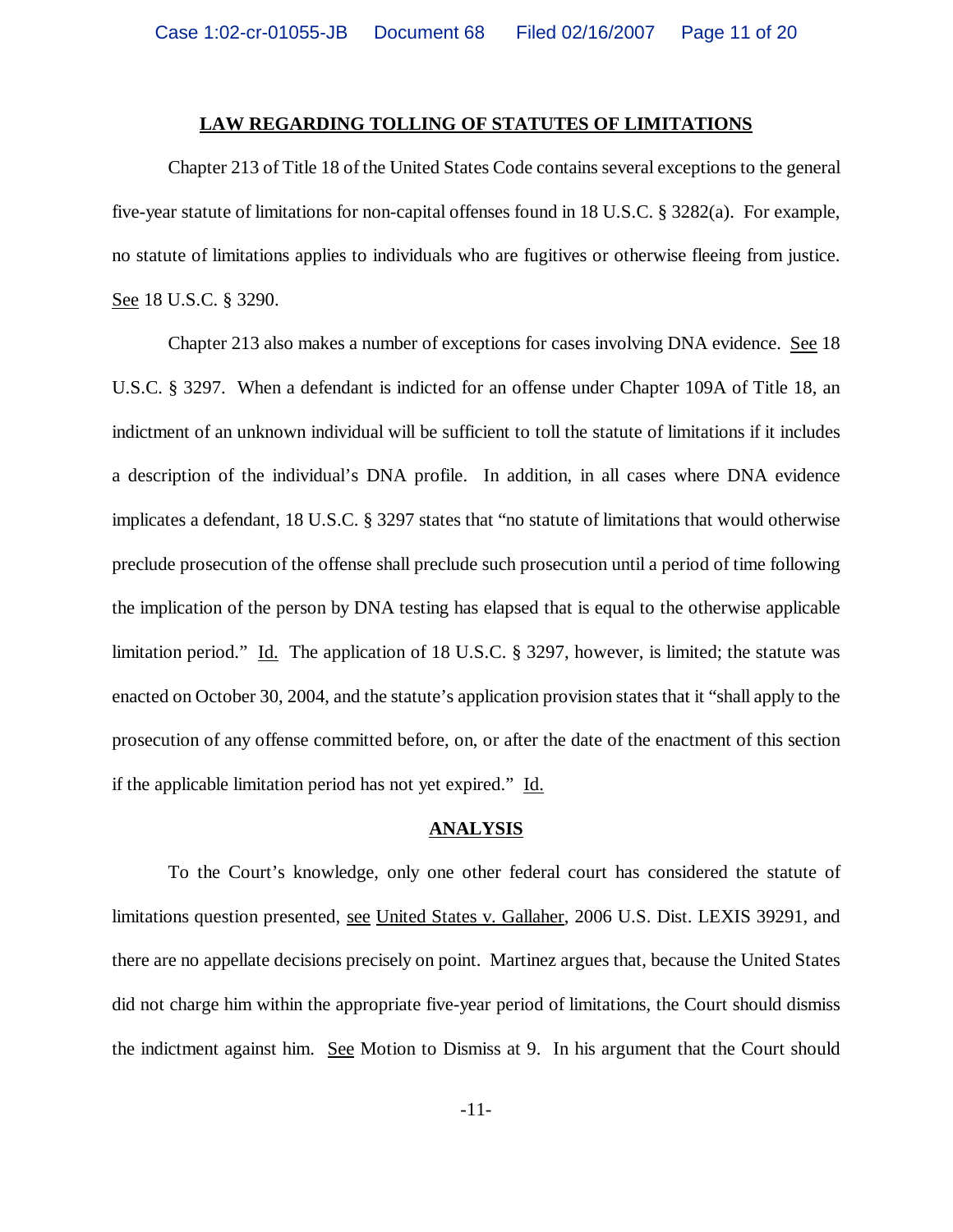## LAW REGARDING TOLLING OF STATUTES OF LIMITATIONS

Chapter 213 of Title 18 of the United States Code contains several exceptions to the general five-year statute of limitations for non-capital offenses found in 18 U.S.C. § 3282(a). For example, no statute of limitations applies to individuals who are fugitives or otherwise fleeing from justice. See 18 U.S.C. § 3290.

Chapter 213 also makes a number of exceptions for cases involving DNA evidence. See 18 U.S.C. § 3297. When a defendant is indicted for an offense under Chapter 109A of Title 18, an indictment of an unknown individual will be sufficient to toll the statute of limitations if it includes a description of the individual's DNA profile. In addition, in all cases where DNA evidence implicates a defendant, 18 U.S.C. § 3297 states that "no statute of limitations that would otherwise preclude prosecution of the offense shall preclude such prosecution until a period of time following the implication of the person by DNA testing has elapsed that is equal to the otherwise applicable limitation period." Id. The application of 18 U.S.C. § 3297, however, is limited; the statute was enacted on October 30, 2004, and the statute's application provision states that it "shall apply to the prosecution of any offense committed before, on, or after the date of the enactment of this section if the applicable limitation period has not yet expired." Id.

## ANALYSIS

To the Court's knowledge, only one other federal court has considered the statute of limitations question presented, see United States v. Gallaher, 2006 U.S. Dist. LEXIS 39291, and there are no appellate decisions precisely on point. Martinez argues that, because the United States did not charge him within the appropriate five-year period of limitations, the Court should dismiss the indictment against him. See Motion to Dismiss at 9. In his argument that the Court should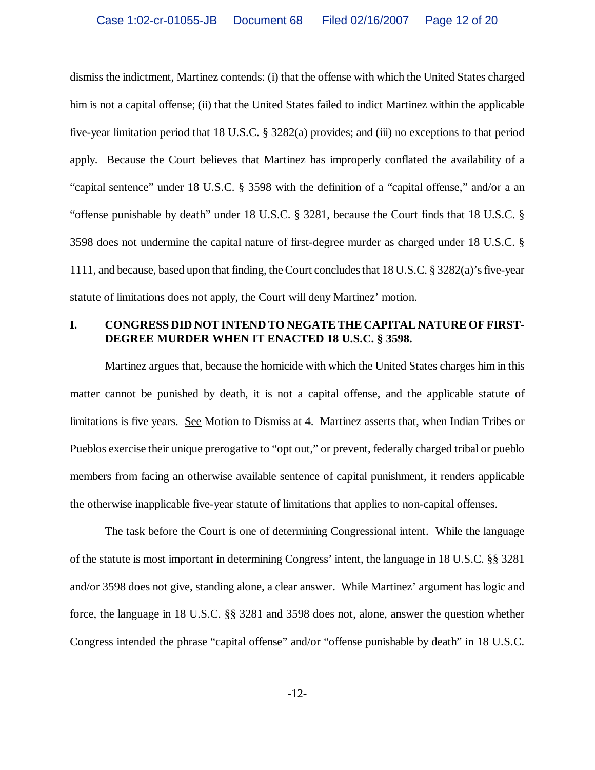dismiss the indictment, Martinez contends: (i) that the offense with which the United States charged him is not a capital offense; (ii) that the United States failed to indict Martinez within the applicable five-year limitation period that 18 U.S.C. § 3282(a) provides; and (iii) no exceptions to that period apply. Because the Court believes that Martinez has improperly conflated the availability of a "capital sentence" under 18 U.S.C. § 3598 with the definition of a "capital offense," and/or a an "offense punishable by death" under 18 U.S.C. § 3281, because the Court finds that 18 U.S.C. § 3598 does not undermine the capital nature of first-degree murder as charged under 18 U.S.C. § 1111, and because, based upon that finding, the Court concludes that 18 U.S.C. § 3282(a)'s five-year statute of limitations does not apply, the Court will deny Martinez' motion.

## I. CONGRESS DID NOT INTEND TO NEGATE THE CAPITAL NATURE OF FIRST-DEGREE MURDER WHEN IT ENACTED 18 U.S.C. § 3598.

Martinez argues that, because the homicide with which the United States charges him in this matter cannot be punished by death, it is not a capital offense, and the applicable statute of limitations is five years. See Motion to Dismiss at 4. Martinez asserts that, when Indian Tribes or Pueblos exercise their unique prerogative to "opt out," or prevent, federally charged tribal or pueblo members from facing an otherwise available sentence of capital punishment, it renders applicable the otherwise inapplicable five-year statute of limitations that applies to non-capital offenses.

The task before the Court is one of determining Congressional intent. While the language of the statute is most important in determining Congress' intent, the language in 18 U.S.C. §§ 3281 and/or 3598 does not give, standing alone, a clear answer. While Martinez' argument has logic and force, the language in 18 U.S.C. §§ 3281 and 3598 does not, alone, answer the question whether Congress intended the phrase "capital offense" and/or "offense punishable by death" in 18 U.S.C.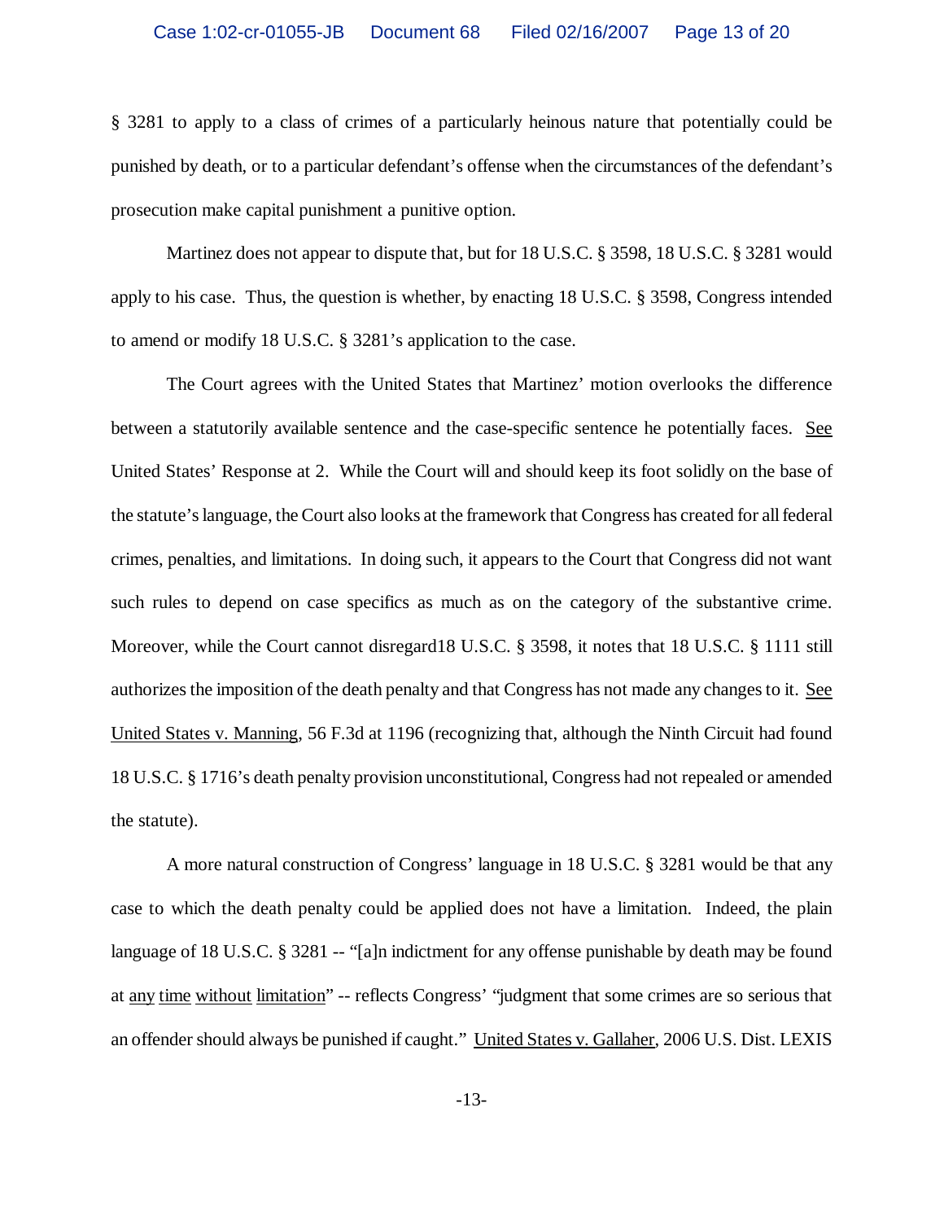§ 3281 to apply to a class of crimes of a particularly heinous nature that potentially could be punished by death, or to a particular defendant's offense when the circumstances of the defendant's prosecution make capital punishment a punitive option.

Martinez does not appear to dispute that, but for 18 U.S.C. § 3598, 18 U.S.C. § 3281 would apply to his case. Thus, the question is whether, by enacting 18 U.S.C. § 3598, Congress intended to amend or modify 18 U.S.C. § 3281's application to the case.

The Court agrees with the United States that Martinez' motion overlooks the difference between a statutorily available sentence and the case-specific sentence he potentially faces. See United States' Response at 2. While the Court will and should keep its foot solidly on the base of the statute's language, the Court also looks at the framework that Congress has created for all federal crimes, penalties, and limitations. In doing such, it appears to the Court that Congress did not want such rules to depend on case specifics as much as on the category of the substantive crime. Moreover, while the Court cannot disregard18 U.S.C. § 3598, it notes that 18 U.S.C. § 1111 still authorizes the imposition of the death penalty and that Congress has not made any changes to it. See United States v. Manning, 56 F.3d at 1196 (recognizing that, although the Ninth Circuit had found 18 U.S.C. § 1716's death penalty provision unconstitutional, Congress had not repealed or amended the statute).

A more natural construction of Congress' language in 18 U.S.C. § 3281 would be that any case to which the death penalty could be applied does not have a limitation. Indeed, the plain language of 18 U.S.C. § 3281 -- "[a]n indictment for any offense punishable by death may be found at any time without limitation" -- reflects Congress' "judgment that some crimes are so serious that an offender should always be punished if caught." United States v. Gallaher, 2006 U.S. Dist. LEXIS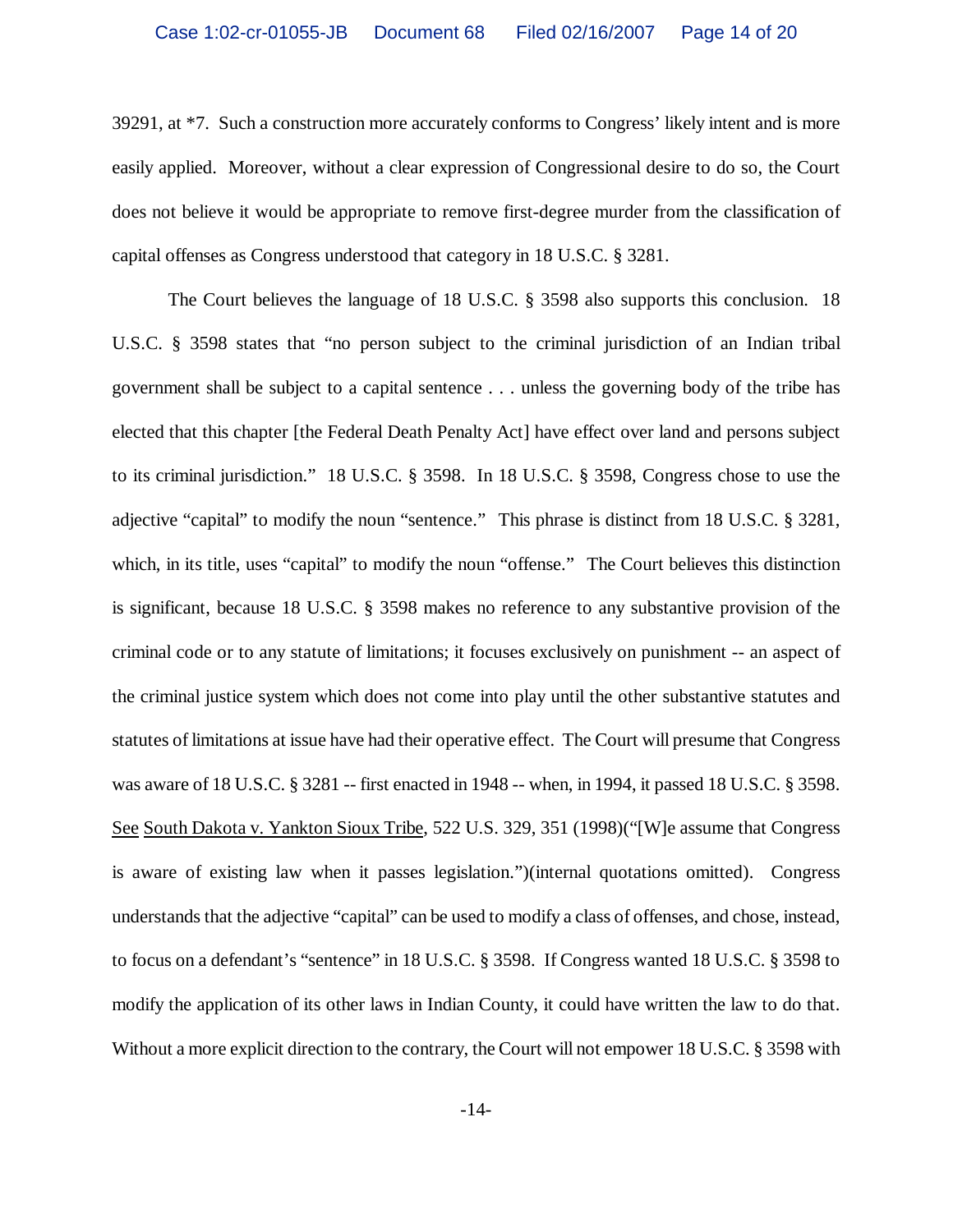39291, at *7. Such a construction more accurately conforms to Congress' likely intent and is more easily applied. Moreover, without a clear expression of Congressional desire to do so, the Court does not believe it would be appropriate to remove first-degree murder from the classification of capital offenses as Congress understood that category in 18 U.S.C. § 3281.

The Court believes the language of 18 U.S.C. § 3598 also supports this conclusion. 18 U.S.C. § 3598 states that "no person subject to the criminal jurisdiction of an Indian tribal government shall be subject to a capital sentence . . . unless the governing body of the tribe has elected that this chapter [the Federal Death Penalty Act] have effect over land and persons subject to its criminal jurisdiction." 18 U.S.C. § 3598. In 18 U.S.C. § 3598, Congress chose to use the adjective "capital" to modify the noun "sentence." This phrase is distinct from 18 U.S.C. § 3281, which, in its title, uses "capital" to modify the noun "offense." The Court believes this distinction is significant, because 18 U.S.C. § 3598 makes no reference to any substantive provision of the criminal code or to any statute of limitations; it focuses exclusively on punishment -- an aspect of the criminal justice system which does not come into play until the other substantive statutes and statutes of limitations at issue have had their operative effect. The Court will presume that Congress was aware of 18 U.S.C. § 3281 -- first enacted in 1948 -- when, in 1994, it passed 18 U.S.C. § 3598. See South Dakota v. Yankton Sioux Tribe, 522 U.S. 329, 351 (1998)("[W]e assume that Congress is aware of existing law when it passes legislation.")(internal quotations omitted). Congress understands that the adjective "capital" can be used to modify a class of offenses, and chose, instead, to focus on a defendant's "sentence" in 18 U.S.C. § 3598. If Congress wanted 18 U.S.C. § 3598 to modify the application of its other laws in Indian County, it could have written the law to do that. Without a more explicit direction to the contrary, the Court will not empower 18 U.S.C. § 3598 with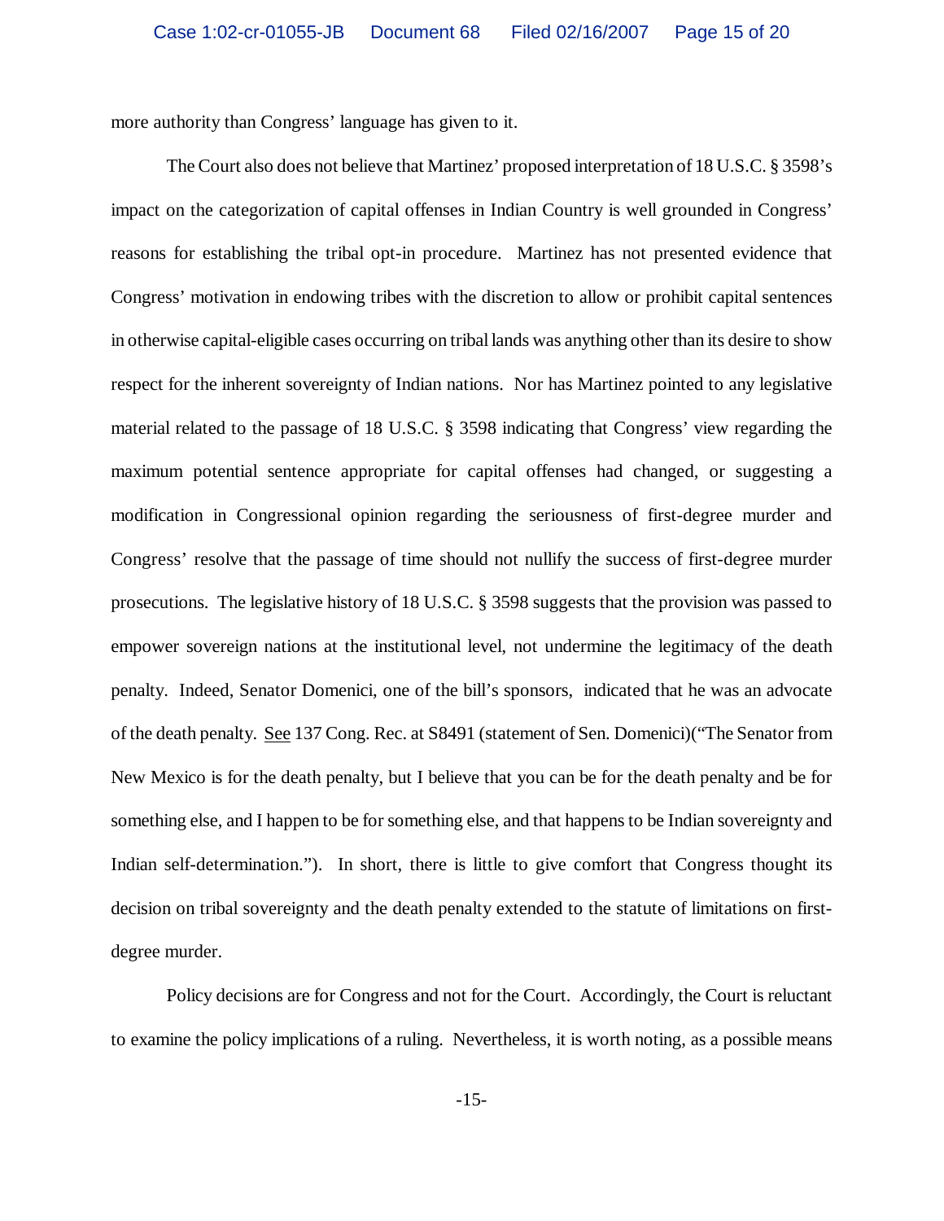more authority than Congress' language has given to it.

The Court also does not believe that Martinez' proposed interpretation of 18 U.S.C. § 3598's impact on the categorization of capital offenses in Indian Country is well grounded in Congress' reasons for establishing the tribal opt-in procedure. Martinez has not presented evidence that Congress' motivation in endowing tribes with the discretion to allow or prohibit capital sentences in otherwise capital-eligible cases occurring on tribal lands was anything other than its desire to show respect for the inherent sovereignty of Indian nations. Nor has Martinez pointed to any legislative material related to the passage of 18 U.S.C. § 3598 indicating that Congress' view regarding the maximum potential sentence appropriate for capital offenses had changed, or suggesting a modification in Congressional opinion regarding the seriousness of first-degree murder and Congress' resolve that the passage of time should not nullify the success of first-degree murder prosecutions. The legislative history of 18 U.S.C. § 3598 suggests that the provision was passed to empower sovereign nations at the institutional level, not undermine the legitimacy of the death penalty. Indeed, Senator Domenici, one of the bill's sponsors, indicated that he was an advocate of the death penalty. See 137 Cong. Rec. at S8491 (statement of Sen. Domenici)("The Senator from New Mexico is for the death penalty, but I believe that you can be for the death penalty and be for something else, and I happen to be for something else, and that happens to be Indian sovereignty and Indian self-determination."). In short, there is little to give comfort that Congress thought its decision on tribal sovereignty and the death penalty extended to the statute of limitations on first-degree murder.

Policy decisions are for Congress and not for the Court. Accordingly, the Court is reluctant to examine the policy implications of a ruling. Nevertheless, it is worth noting, as a possible means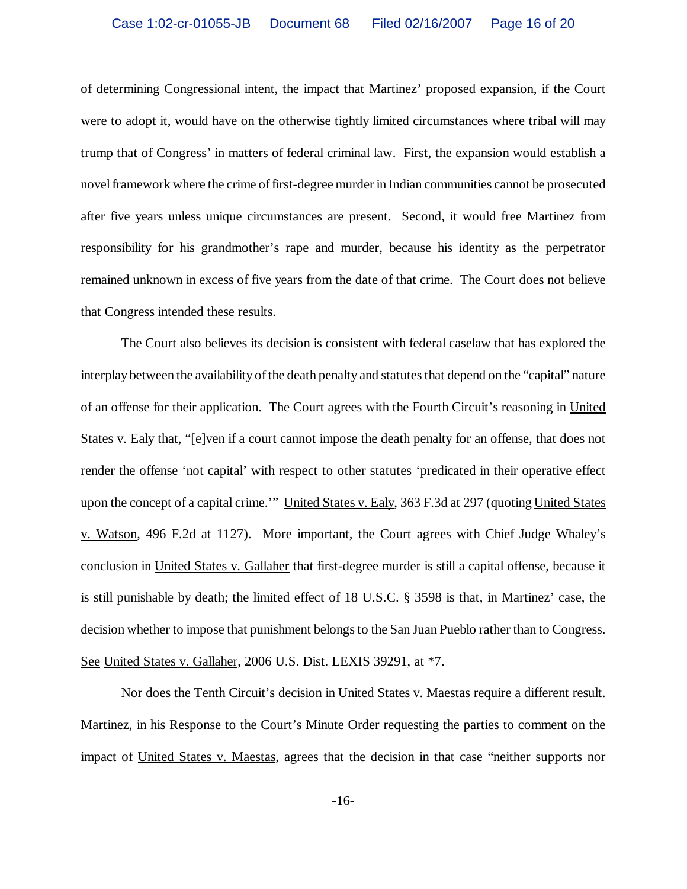of determining Congressional intent, the impact that Martinez' proposed expansion, if the Court were to adopt it, would have on the otherwise tightly limited circumstances where tribal will may trump that of Congress' in matters of federal criminal law. First, the expansion would establish a novel framework where the crime of first-degree murder in Indian communities cannot be prosecuted after five years unless unique circumstances are present. Second, it would free Martinez from responsibility for his grandmother's rape and murder, because his identity as the perpetrator remained unknown in excess of five years from the date of that crime. The Court does not believe that Congress intended these results.

The Court also believes its decision is consistent with federal caselaw that has explored the interplay between the availability of the death penalty and statutes that depend on the "capital" nature of an offense for their application. The Court agrees with the Fourth Circuit's reasoning in United States v. Ealy that, "[e]ven if a court cannot impose the death penalty for an offense, that does not render the offense 'not capital' with respect to other statutes 'predicated in their operative effect upon the concept of a capital crime.'" United States v. Ealy, 363 F.3d at 297 (quoting United States v. Watson, 496 F.2d at 1127). More important, the Court agrees with Chief Judge Whaley's conclusion in United States v. Gallaher that first-degree murder is still a capital offense, because it is still punishable by death; the limited effect of 18 U.S.C. § 3598 is that, in Martinez' case, the decision whether to impose that punishment belongs to the San Juan Pueblo rather than to Congress. See United States v. Gallaher, 2006 U.S. Dist. LEXIS 39291, at *7.

Nor does the Tenth Circuit's decision in United States v. Maestas require a different result. Martinez, in his Response to the Court's Minute Order requesting the parties to comment on the impact of United States v. Maestas, agrees that the decision in that case "neither supports nor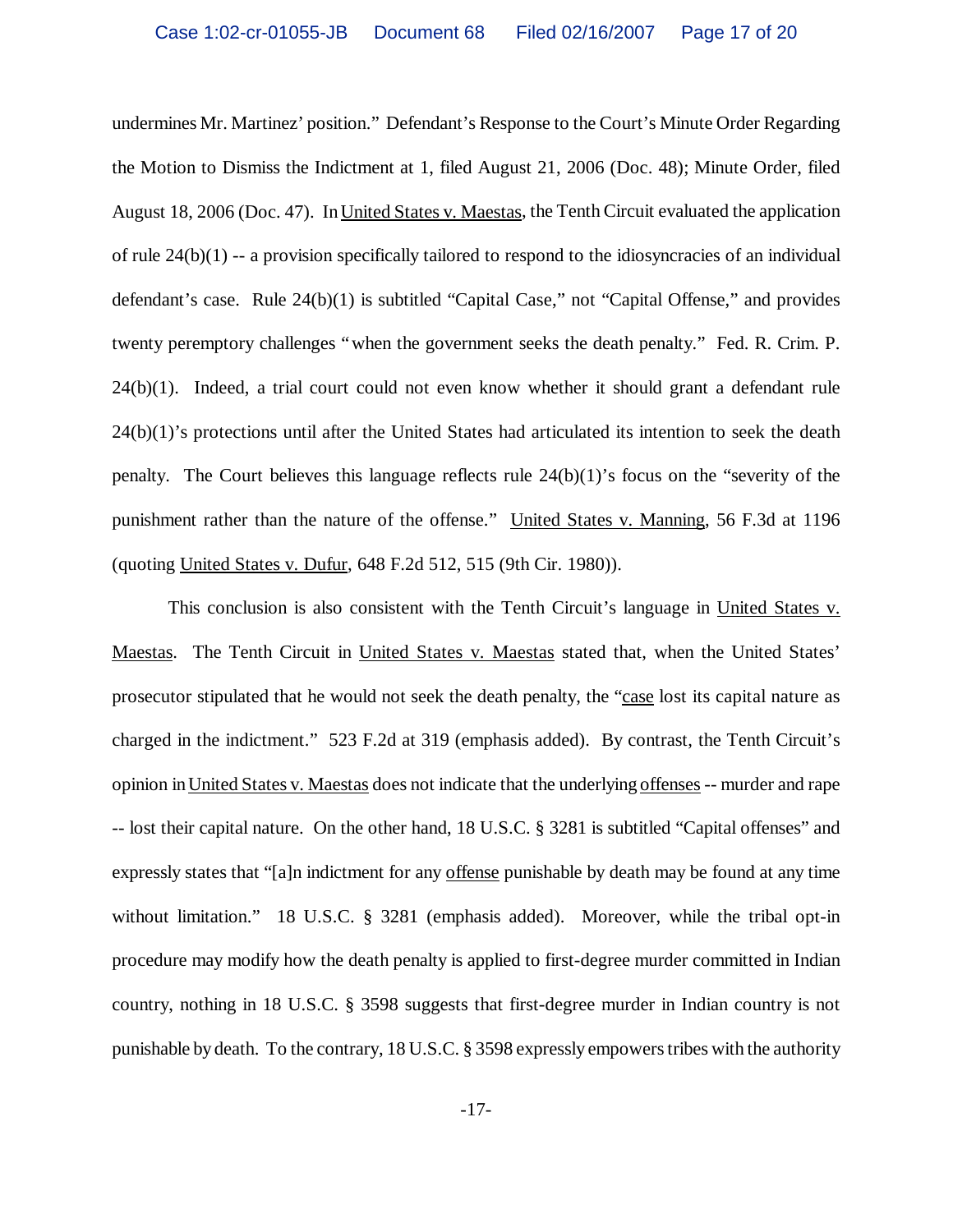undermines Mr. Martinez' position." Defendant's Response to the Court's Minute Order Regarding the Motion to Dismiss the Indictment at 1, filed August 21, 2006 (Doc. 48); Minute Order, filed August 18, 2006 (Doc. 47). In United States v. Maestas, the Tenth Circuit evaluated the application of rule 24(b)(1) -- a provision specifically tailored to respond to the idiosyncracies of an individual defendant's case. Rule 24(b)(1) is subtitled "Capital Case," not "Capital Offense," and provides twenty peremptory challenges "when the government seeks the death penalty." Fed. R. Crim. P. 24(b)(1). Indeed, a trial court could not even know whether it should grant a defendant rule 24(b)(1)'s protections until after the United States had articulated its intention to seek the death penalty. The Court believes this language reflects rule 24(b)(1)'s focus on the "severity of the punishment rather than the nature of the offense." United States v. Manning, 56 F.3d at 1196 (quoting United States v. Dufur, 648 F.2d 512, 515 (9th Cir. 1980)).

This conclusion is also consistent with the Tenth Circuit's language in United States v. Maestas. The Tenth Circuit in United States v. Maestas stated that, when the United States' prosecutor stipulated that he would not seek the death penalty, the "case lost its capital nature as charged in the indictment." 523 F.2d at 319 (emphasis added). By contrast, the Tenth Circuit's opinion in United States v. Maestas does not indicate that the underlying offenses -- murder and rape -- lost their capital nature. On the other hand, 18 U.S.C. § 3281 is subtitled "Capital offenses" and expressly states that "[a]n indictment for any offense punishable by death may be found at any time without limitation." 18 U.S.C. § 3281 (emphasis added). Moreover, while the tribal opt-in procedure may modify how the death penalty is applied to first-degree murder committed in Indian country, nothing in 18 U.S.C. § 3598 suggests that first-degree murder in Indian country is not punishable by death. To the contrary, 18 U.S.C. § 3598 expressly empowers tribes with the authority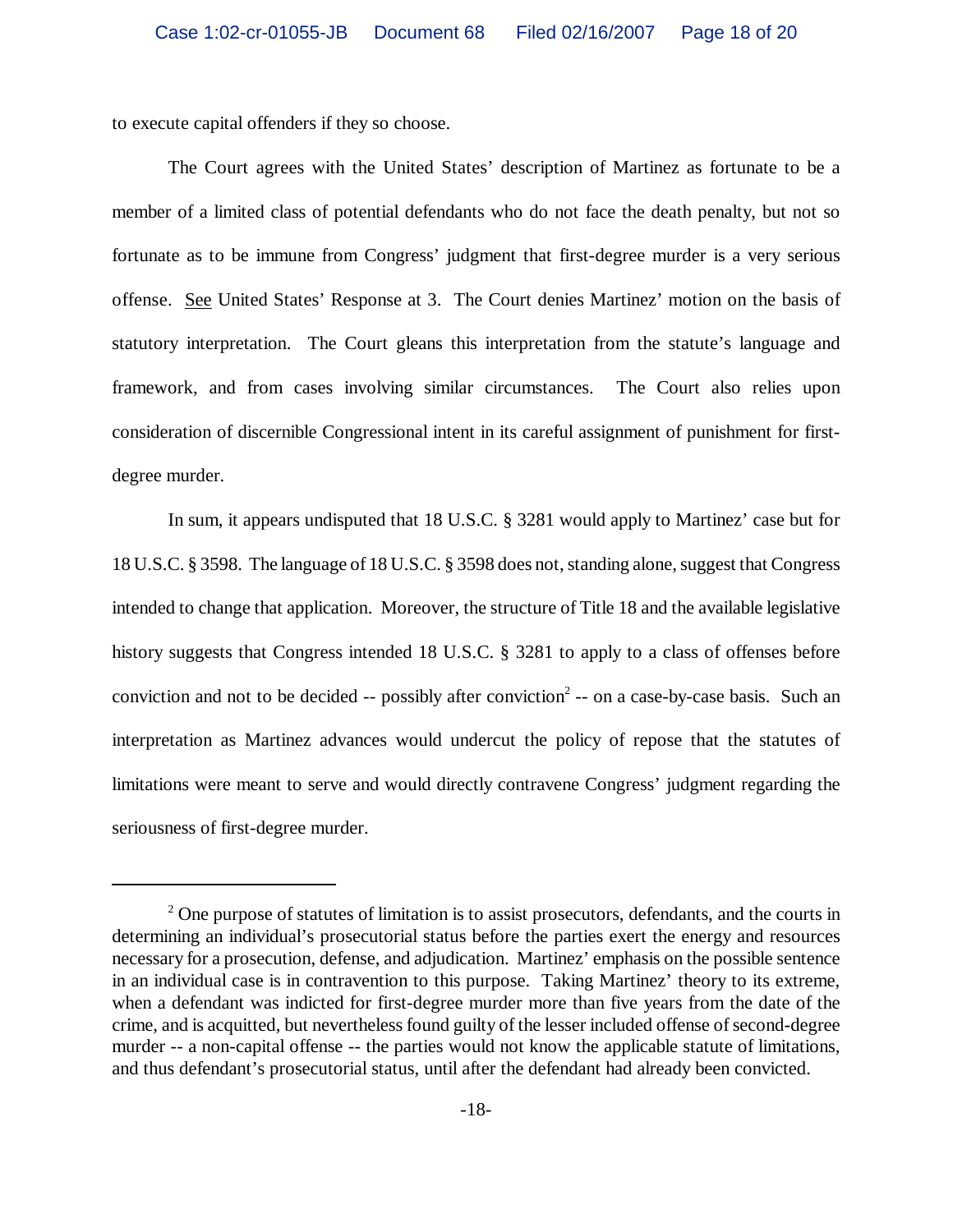to execute capital offenders if they so choose.

The Court agrees with the United States' description of Martinez as fortunate to be a member of a limited class of potential defendants who do not face the death penalty, but not so fortunate as to be immune from Congress' judgment that first-degree murder is a very serious offense. See United States' Response at 3. The Court denies Martinez' motion on the basis of statutory interpretation. The Court gleans this interpretation from the statute's language and framework, and from cases involving similar circumstances. The Court also relies upon consideration of discernible Congressional intent in its careful assignment of punishment for first-degree murder.

In sum, it appears undisputed that 18 U.S.C. § 3281 would apply to Martinez' case but for 18 U.S.C. § 3598. The language of 18 U.S.C. § 3598 does not, standing alone, suggest that Congress intended to change that application. Moreover, the structure of Title 18 and the available legislative history suggests that Congress intended 18 U.S.C. § 3281 to apply to a class of offenses before conviction and not to be decided -- possibly after conviction[2] -- on a case-by-case basis. Such an interpretation as Martinez advances would undercut the policy of repose that the statutes of limitations were meant to serve and would directly contravene Congress' judgment regarding the seriousness of first-degree murder.

---

[2] One purpose of statutes of limitation is to assist prosecutors, defendants, and the courts in determining an individual's prosecutorial status before the parties exert the energy and resources necessary for a prosecution, defense, and adjudication. Martinez' emphasis on the possible sentence in an individual case is in contravention to this purpose. Taking Martinez' theory to its extreme, when a defendant was indicted for first-degree murder more than five years from the date of the crime, and is acquitted, but nevertheless found guilty of the lesser included offense of second-degree murder -- a non-capital offense -- the parties would not know the applicable statute of limitations, and thus defendant's prosecutorial status, until after the defendant had already been convicted.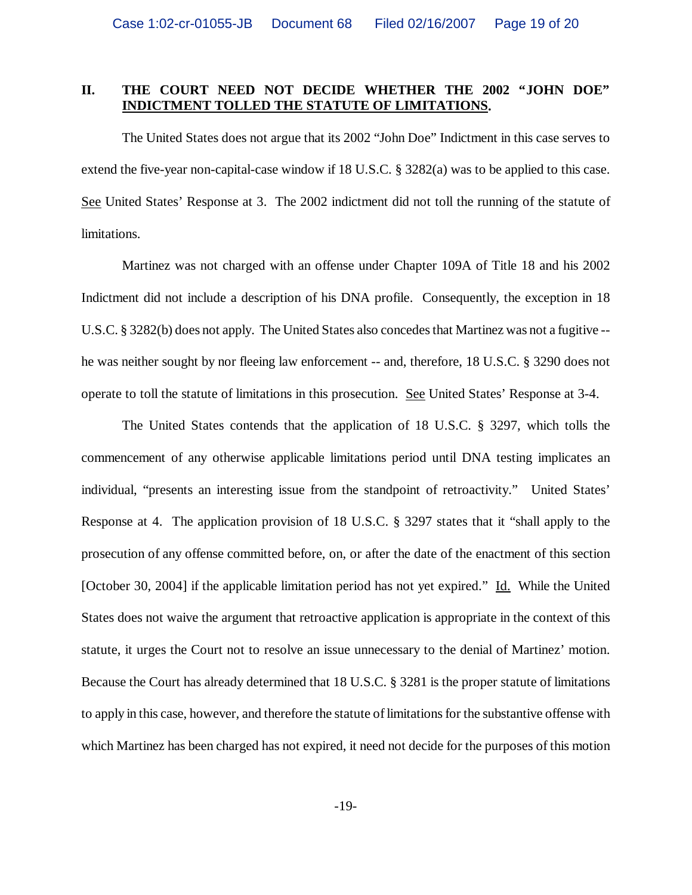## II. THE COURT NEED NOT DECIDE WHETHER THE 2002 "JOHN DOE" INDICTMENT TOLLED THE STATUTE OF LIMITATIONS.

The United States does not argue that its 2002 "John Doe" Indictment in this case serves to extend the five-year non-capital-case window if 18 U.S.C. § 3282(a) was to be applied to this case. See United States' Response at 3. The 2002 indictment did not toll the running of the statute of limitations.

Martinez was not charged with an offense under Chapter 109A of Title 18 and his 2002 Indictment did not include a description of his DNA profile. Consequently, the exception in 18 U.S.C. § 3282(b) does not apply. The United States also concedes that Martinez was not a fugitive -- he was neither sought by nor fleeing law enforcement -- and, therefore, 18 U.S.C. § 3290 does not operate to toll the statute of limitations in this prosecution. See United States' Response at 3-4.

The United States contends that the application of 18 U.S.C. § 3297, which tolls the commencement of any otherwise applicable limitations period until DNA testing implicates an individual, "presents an interesting issue from the standpoint of retroactivity." United States' Response at 4. The application provision of 18 U.S.C. § 3297 states that it "shall apply to the prosecution of any offense committed before, on, or after the date of the enactment of this section [October 30, 2004] if the applicable limitation period has not yet expired." Id. While the United States does not waive the argument that retroactive application is appropriate in the context of this statute, it urges the Court not to resolve an issue unnecessary to the denial of Martinez' motion. Because the Court has already determined that 18 U.S.C. § 3281 is the proper statute of limitations to apply in this case, however, and therefore the statute of limitations for the substantive offense with which Martinez has been charged has not expired, it need not decide for the purposes of this motion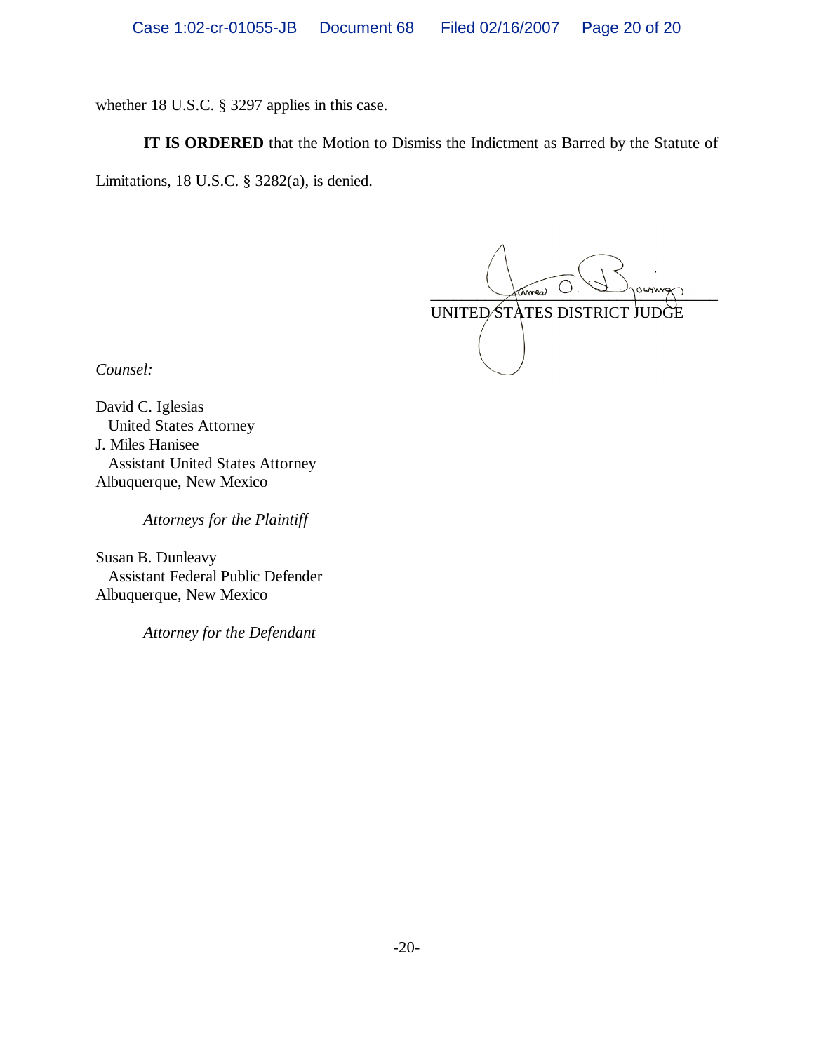whether 18 U.S.C. § 3297 applies in this case.

**IT IS ORDERED** that the Motion to Dismiss the Indictment as Barred by the Statute of Limitations, 18 U.S.C. § 3282(a), is denied.

UNITED STATES DISTRICT JUDGE

*Counsel:*

David C. Iglesias  
United States Attorney  
J. Miles Hanisee  
Assistant United States Attorney  
Albuquerque, New Mexico

*Attorneys for the Plaintiff*

Susan B. Dunleavy  
Assistant Federal Public Defender  
Albuquerque, New Mexico

*Attorney for the Defendant*